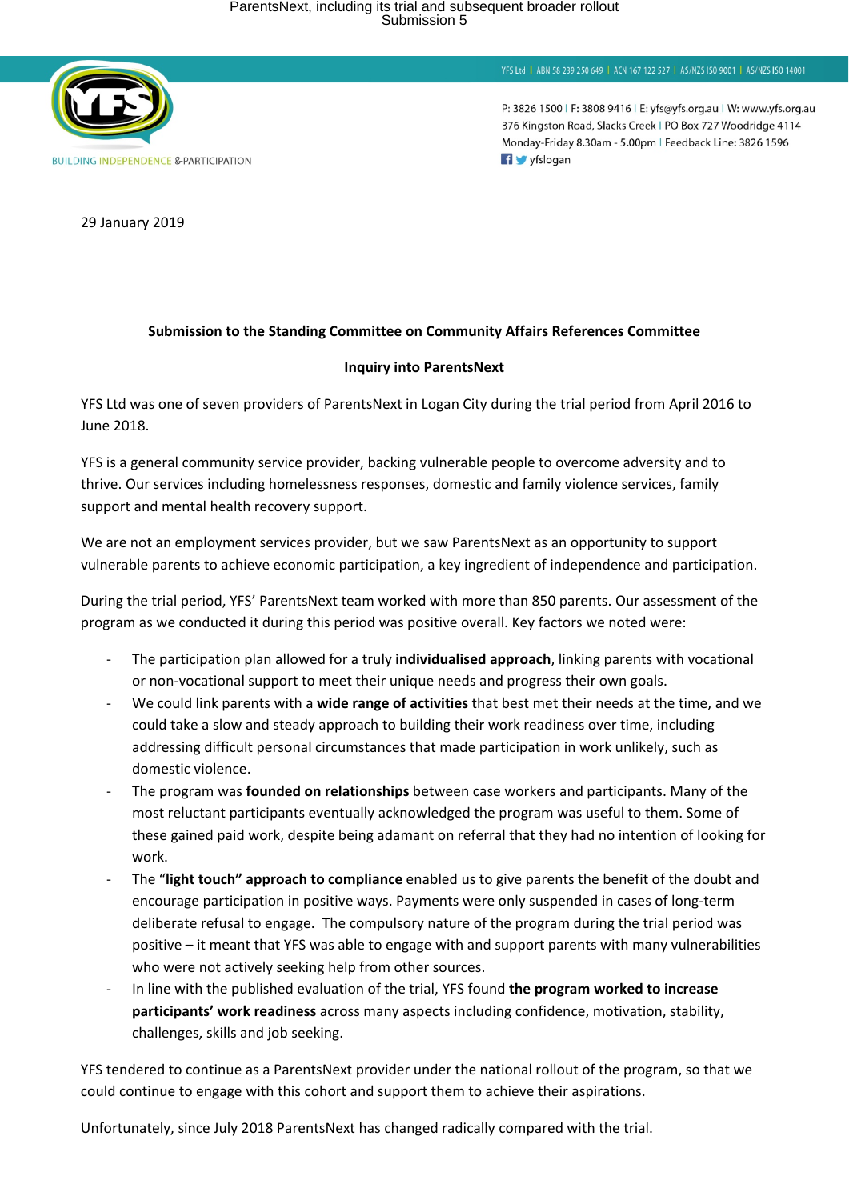YFS Ltd | ABN 58 239 250 649 | ACN 167 122 527 | AS/NZS ISO 9001 | AS/NZS ISO 14001

BUILDING INDEPENDENCE & PARTICIPATION

P: 3826 1500 | F: 3808 9416 | E: yfs@yfs.org.au | W: www.yfs.org.au
376 Kingston Road, Slacks Creek | PO Box 727 Woodridge 4114
Monday-Friday 8.30am - 5.00pm | Feedback Line: 3826 1596
yfslogan

29 January 2019

**Submission to the Standing Committee on Community Affairs References Committee**

**Inquiry into ParentsNext**

YFS Ltd was one of seven providers of ParentsNext in Logan City during the trial period from April 2016 to June 2018.

YFS is a general community service provider, backing vulnerable people to overcome adversity and to thrive. Our services including homelessness responses, domestic and family violence services, family support and mental health recovery support.

We are not an employment services provider, but we saw ParentsNext as an opportunity to support vulnerable parents to achieve economic participation, a key ingredient of independence and participation.

During the trial period, YFS' ParentsNext team worked with more than 850 parents. Our assessment of the program as we conducted it during this period was positive overall. Key factors we noted were:

- The participation plan allowed for a truly **individualised approach**, linking parents with vocational or non-vocational support to meet their unique needs and progress their own goals.
- We could link parents with a **wide range of activities** that best met their needs at the time, and we could take a slow and steady approach to building their work readiness over time, including addressing difficult personal circumstances that made participation in work unlikely, such as domestic violence.
- The program was **founded on relationships** between case workers and participants. Many of the most reluctant participants eventually acknowledged the program was useful to them. Some of these gained paid work, despite being adamant on referral that they had no intention of looking for work.
- The "**light touch" approach to compliance** enabled us to give parents the benefit of the doubt and encourage participation in positive ways. Payments were only suspended in cases of long-term deliberate refusal to engage. The compulsory nature of the program during the trial period was positive – it meant that YFS was able to engage with and support parents with many vulnerabilities who were not actively seeking help from other sources.
- In line with the published evaluation of the trial, YFS found **the program worked to increase participants' work readiness** across many aspects including confidence, motivation, stability, challenges, skills and job seeking.

YFS tendered to continue as a ParentsNext provider under the national rollout of the program, so that we could continue to engage with this cohort and support them to achieve their aspirations.

Unfortunately, since July 2018 ParentsNext has changed radically compared with the trial.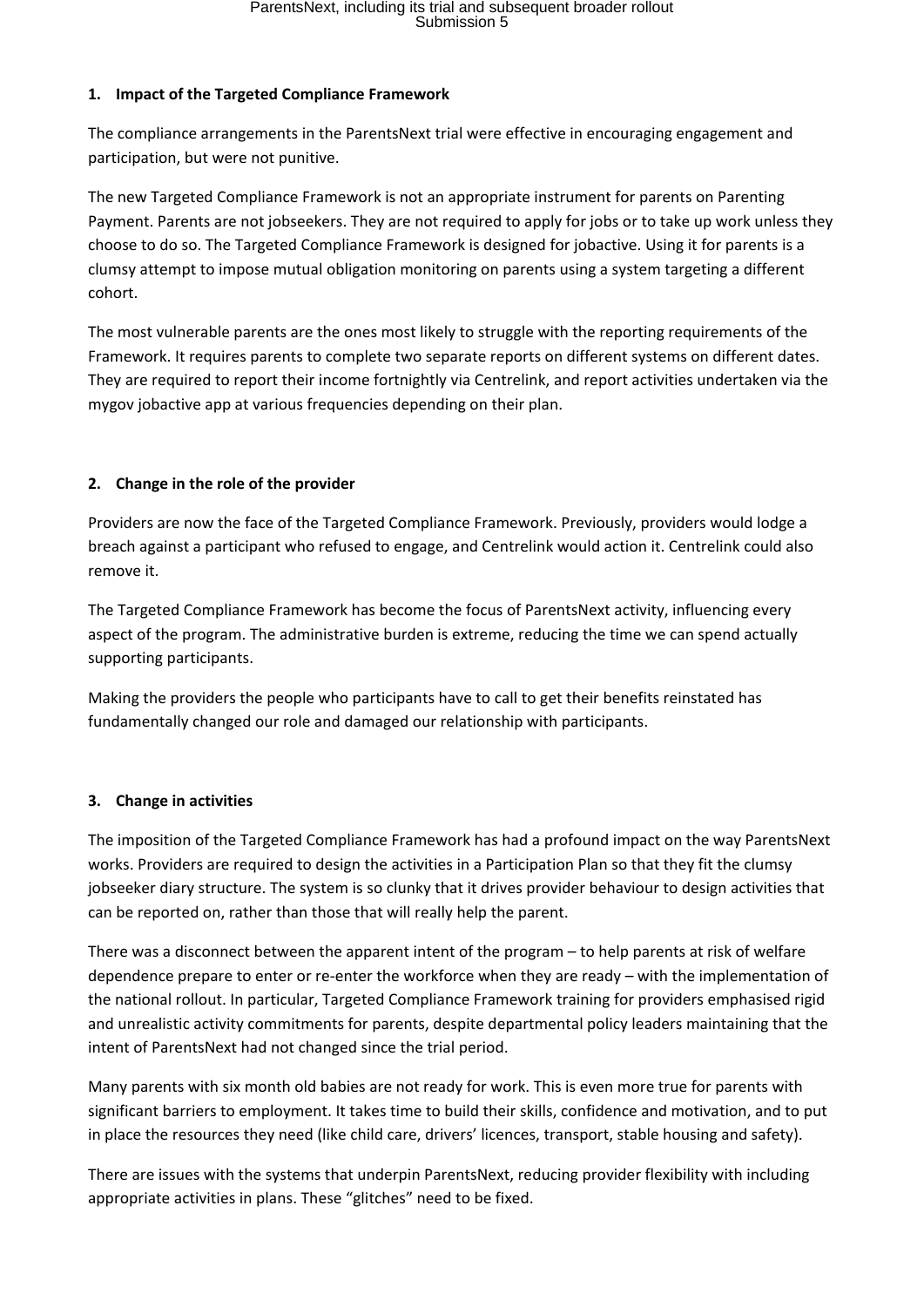**1. Impact of the Targeted Compliance Framework**

The compliance arrangements in the ParentsNext trial were effective in encouraging engagement and participation, but were not punitive.

The new Targeted Compliance Framework is not an appropriate instrument for parents on Parenting Payment. Parents are not jobseekers. They are not required to apply for jobs or to take up work unless they choose to do so. The Targeted Compliance Framework is designed for jobactive. Using it for parents is a clumsy attempt to impose mutual obligation monitoring on parents using a system targeting a different cohort.

The most vulnerable parents are the ones most likely to struggle with the reporting requirements of the Framework. It requires parents to complete two separate reports on different systems on different dates. They are required to report their income fortnightly via Centrelink, and report activities undertaken via the mygov jobactive app at various frequencies depending on their plan.

**2. Change in the role of the provider**

Providers are now the face of the Targeted Compliance Framework. Previously, providers would lodge a breach against a participant who refused to engage, and Centrelink would action it. Centrelink could also remove it.

The Targeted Compliance Framework has become the focus of ParentsNext activity, influencing every aspect of the program. The administrative burden is extreme, reducing the time we can spend actually supporting participants.

Making the providers the people who participants have to call to get their benefits reinstated has fundamentally changed our role and damaged our relationship with participants.

**3. Change in activities**

The imposition of the Targeted Compliance Framework has had a profound impact on the way ParentsNext works. Providers are required to design the activities in a Participation Plan so that they fit the clumsy jobseeker diary structure. The system is so clunky that it drives provider behaviour to design activities that can be reported on, rather than those that will really help the parent.

There was a disconnect between the apparent intent of the program – to help parents at risk of welfare dependence prepare to enter or re-enter the workforce when they are ready – with the implementation of the national rollout. In particular, Targeted Compliance Framework training for providers emphasised rigid and unrealistic activity commitments for parents, despite departmental policy leaders maintaining that the intent of ParentsNext had not changed since the trial period.

Many parents with six month old babies are not ready for work. This is even more true for parents with significant barriers to employment. It takes time to build their skills, confidence and motivation, and to put in place the resources they need (like child care, drivers' licences, transport, stable housing and safety).

There are issues with the systems that underpin ParentsNext, reducing provider flexibility with including appropriate activities in plans. These "glitches" need to be fixed.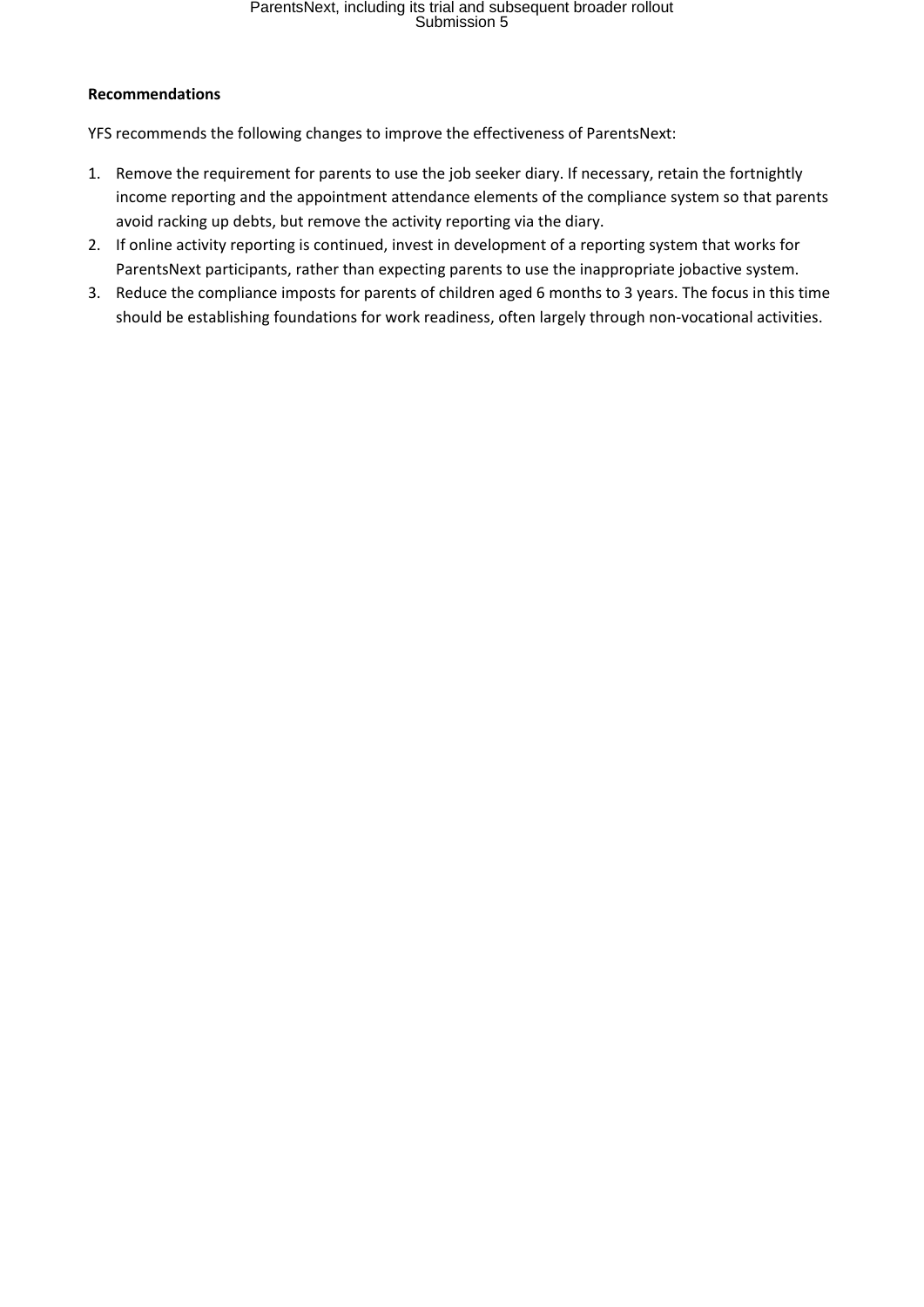**Recommendations**

YFS recommends the following changes to improve the effectiveness of ParentsNext:

1. Remove the requirement for parents to use the job seeker diary. If necessary, retain the fortnightly income reporting and the appointment attendance elements of the compliance system so that parents avoid racking up debts, but remove the activity reporting via the diary.
2. If online activity reporting is continued, invest in development of a reporting system that works for ParentsNext participants, rather than expecting parents to use the inappropriate jobactive system.
3. Reduce the compliance imposts for parents of children aged 6 months to 3 years. The focus in this time should be establishing foundations for work readiness, often largely through non-vocational activities.